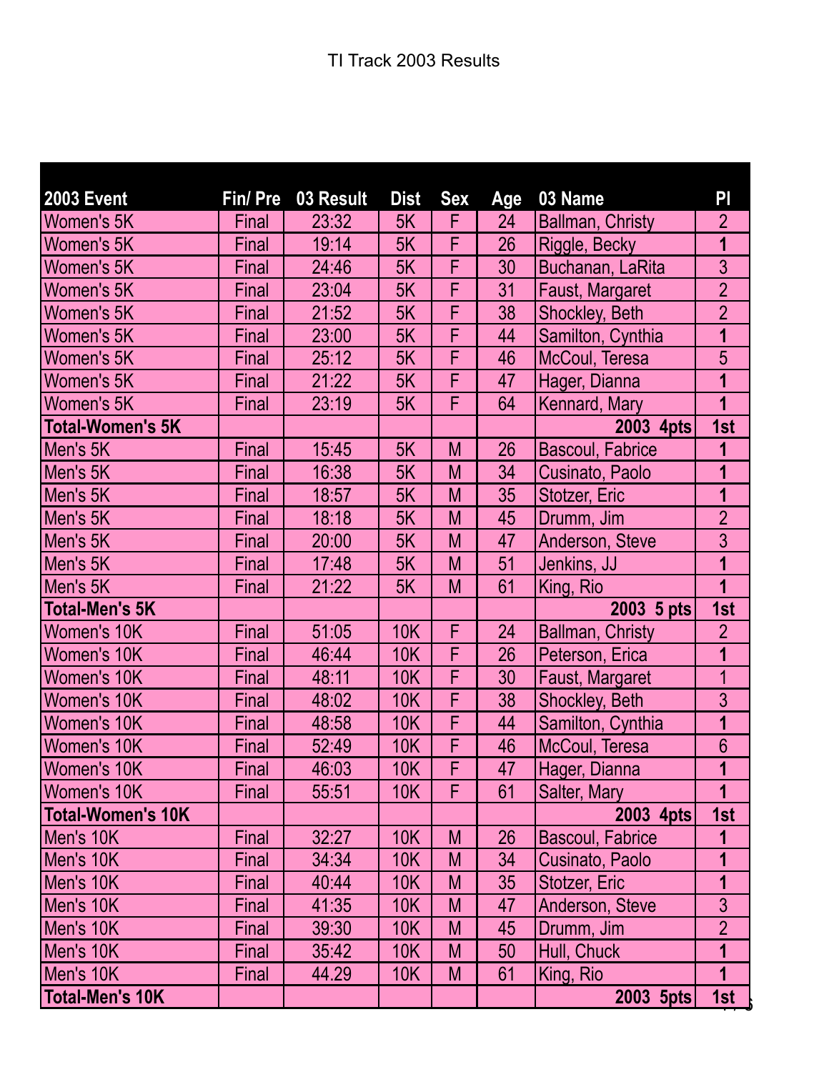# TI Track 2003 Results

| 2003 Event | Fin/ Pre | 03 Result | Dist | Sex | Age | 03 Name | Pl |
|---|---|---|---|---|---|---|---|
| Women's 5K | Final | 23:32 | 5K | F | 24 | Ballman, Christy | 2 |
| Women's 5K | Final | 19:14 | 5K | F | 26 | Riggle, Becky | **1** |
| Women's 5K | Final | 24:46 | 5K | F | 30 | Buchanan, LaRita | 3 |
| Women's 5K | Final | 23:04 | 5K | F | 31 | Faust, Margaret | 2 |
| Women's 5K | Final | 21:52 | 5K | F | 38 | Shockley, Beth | 2 |
| Women's 5K | Final | 23:00 | 5K | F | 44 | Samilton, Cynthia | **1** |
| Women's 5K | Final | 25:12 | 5K | F | 46 | McCoul, Teresa | 5 |
| Women's 5K | Final | 21:22 | 5K | F | 47 | Hager, Dianna | **1** |
| Women's 5K | Final | 23:19 | 5K | F | 64 | Kennard, Mary | **1** |
| **Total-Women's 5K** | | | | | | **2003 4pts** | **1st** |
| Men's 5K | Final | 15:45 | 5K | M | 26 | Bascoul, Fabrice | **1** |
| Men's 5K | Final | 16:38 | 5K | M | 34 | Cusinato, Paolo | **1** |
| Men's 5K | Final | 18:57 | 5K | M | 35 | Stotzer, Eric | **1** |
| Men's 5K | Final | 18:18 | 5K | M | 45 | Drumm, Jim | 2 |
| Men's 5K | Final | 20:00 | 5K | M | 47 | Anderson, Steve | 3 |
| Men's 5K | Final | 17:48 | 5K | M | 51 | Jenkins, JJ | **1** |
| Men's 5K | Final | 21:22 | 5K | M | 61 | King, Rio | **1** |
| **Total-Men's 5K** | | | | | | **2003 5 pts** | **1st** |
| Women's 10K | Final | 51:05 | 10K | F | 24 | Ballman, Christy | 2 |
| Women's 10K | Final | 46:44 | 10K | F | 26 | Peterson, Erica | **1** |
| Women's 10K | Final | 48:11 | 10K | F | 30 | Faust, Margaret | 1 |
| Women's 10K | Final | 48:02 | 10K | F | 38 | Shockley, Beth | 3 |
| Women's 10K | Final | 48:58 | 10K | F | 44 | Samilton, Cynthia | **1** |
| Women's 10K | Final | 52:49 | 10K | F | 46 | McCoul, Teresa | 6 |
| Women's 10K | Final | 46:03 | 10K | F | 47 | Hager, Dianna | **1** |
| Women's 10K | Final | 55:51 | 10K | F | 61 | Salter, Mary | **1** |
| **Total-Women's 10K** | | | | | | **2003 4pts** | **1st** |
| Men's 10K | Final | 32:27 | 10K | M | 26 | Bascoul, Fabrice | **1** |
| Men's 10K | Final | 34:34 | 10K | M | 34 | Cusinato, Paolo | **1** |
| Men's 10K | Final | 40:44 | 10K | M | 35 | Stotzer, Eric | **1** |
| Men's 10K | Final | 41:35 | 10K | M | 47 | Anderson, Steve | 3 |
| Men's 10K | Final | 39:30 | 10K | M | 45 | Drumm, Jim | 2 |
| Men's 10K | Final | 35:42 | 10K | M | 50 | Hull, Chuck | **1** |
| Men's 10K | Final | 44.29 | 10K | M | 61 | King, Rio | **1** |
| **Total-Men's 10K** | | | | | | **2003 5pts** | **1st** |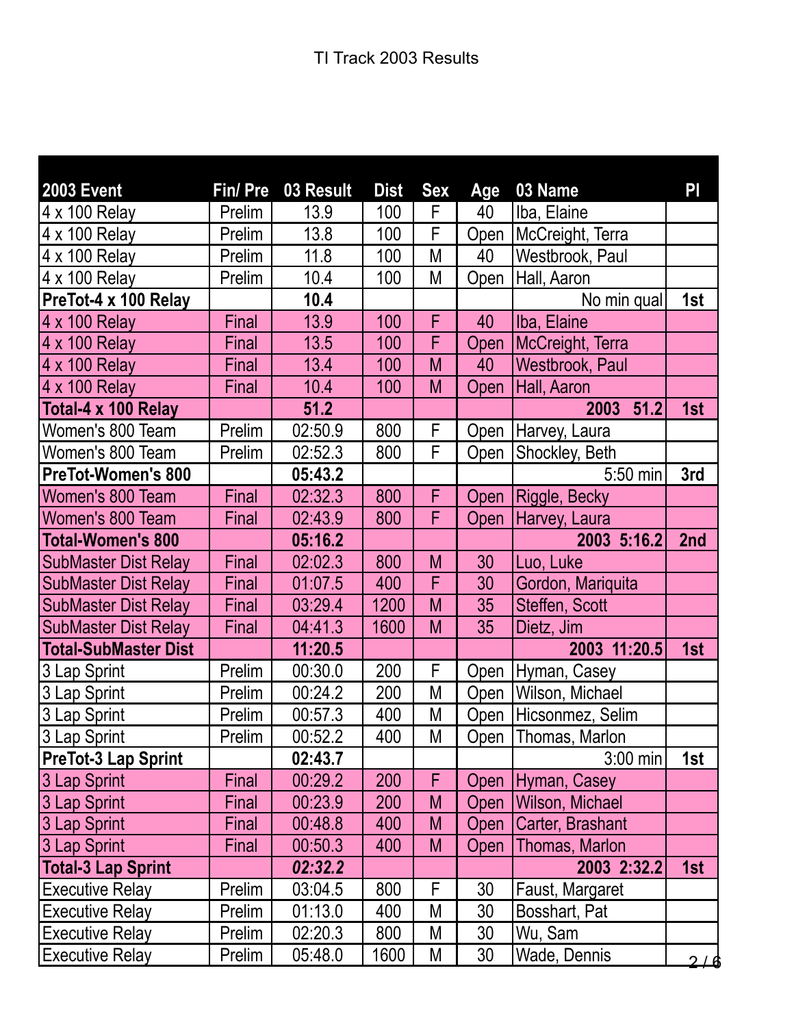TI Track 2003 Results

| 2003 Event | Fin/ Pre | 03 Result | Dist | Sex | Age | 03 Name | Pl |
|---|---|---|---|---|---|---|---|
| 4 x 100 Relay | Prelim | 13.9 | 100 | F | 40 | Iba, Elaine | |
| 4 x 100 Relay | Prelim | 13.8 | 100 | F | Open | McCreight, Terra | |
| 4 x 100 Relay | Prelim | 11.8 | 100 | M | 40 | Westbrook, Paul | |
| 4 x 100 Relay | Prelim | 10.4 | 100 | M | Open | Hall, Aaron | |
| **PreTot-4 x 100 Relay** | | **10.4** | | | | No min qual | **1st** |
| 4 x 100 Relay | Final | 13.9 | 100 | F | 40 | Iba, Elaine | |
| 4 x 100 Relay | Final | 13.5 | 100 | F | Open | McCreight, Terra | |
| 4 x 100 Relay | Final | 13.4 | 100 | M | 40 | Westbrook, Paul | |
| 4 x 100 Relay | Final | 10.4 | 100 | M | Open | Hall, Aaron | |
| **Total-4 x 100 Relay** | | **51.2** | | | | **2003 51.2** | **1st** |
| Women's 800 Team | Prelim | 02:50.9 | 800 | F | Open | Harvey, Laura | |
| Women's 800 Team | Prelim | 02:52.3 | 800 | F | Open | Shockley, Beth | |
| **PreTot-Women's 800** | | **05:43.2** | | | | 5:50 min | **3rd** |
| Women's 800 Team | Final | 02:32.3 | 800 | F | Open | Riggle, Becky | |
| Women's 800 Team | Final | 02:43.9 | 800 | F | Open | Harvey, Laura | |
| **Total-Women's 800** | | **05:16.2** | | | | **2003 5:16.2** | **2nd** |
| SubMaster Dist Relay | Final | 02:02.3 | 800 | M | 30 | Luo, Luke | |
| SubMaster Dist Relay | Final | 01:07.5 | 400 | F | 30 | Gordon, Mariquita | |
| SubMaster Dist Relay | Final | 03:29.4 | 1200 | M | 35 | Steffen, Scott | |
| SubMaster Dist Relay | Final | 04:41.3 | 1600 | M | 35 | Dietz, Jim | |
| **Total-SubMaster Dist** | | **11:20.5** | | | | **2003 11:20.5** | **1st** |
| 3 Lap Sprint | Prelim | 00:30.0 | 200 | F | Open | Hyman, Casey | |
| 3 Lap Sprint | Prelim | 00:24.2 | 200 | M | Open | Wilson, Michael | |
| 3 Lap Sprint | Prelim | 00:57.3 | 400 | M | Open | Hicsonmez, Selim | |
| 3 Lap Sprint | Prelim | 00:52.2 | 400 | M | Open | Thomas, Marlon | |
| **PreTot-3 Lap Sprint** | | **02:43.7** | | | | 3:00 min | **1st** |
| 3 Lap Sprint | Final | 00:29.2 | 200 | F | Open | Hyman, Casey | |
| 3 Lap Sprint | Final | 00:23.9 | 200 | M | Open | Wilson, Michael | |
| 3 Lap Sprint | Final | 00:48.8 | 400 | M | Open | Carter, Brashant | |
| 3 Lap Sprint | Final | 00:50.3 | 400 | M | Open | Thomas, Marlon | |
| **Total-3 Lap Sprint** | | ***02:32.2*** | | | | **2003 2:32.2** | **1st** |
| Executive Relay | Prelim | 03:04.5 | 800 | F | 30 | Faust, Margaret | |
| Executive Relay | Prelim | 01:13.0 | 400 | M | 30 | Bosshart, Pat | |
| Executive Relay | Prelim | 02:20.3 | 800 | M | 30 | Wu, Sam | |
| Executive Relay | Prelim | 05:48.0 | 1600 | M | 30 | Wade, Dennis | |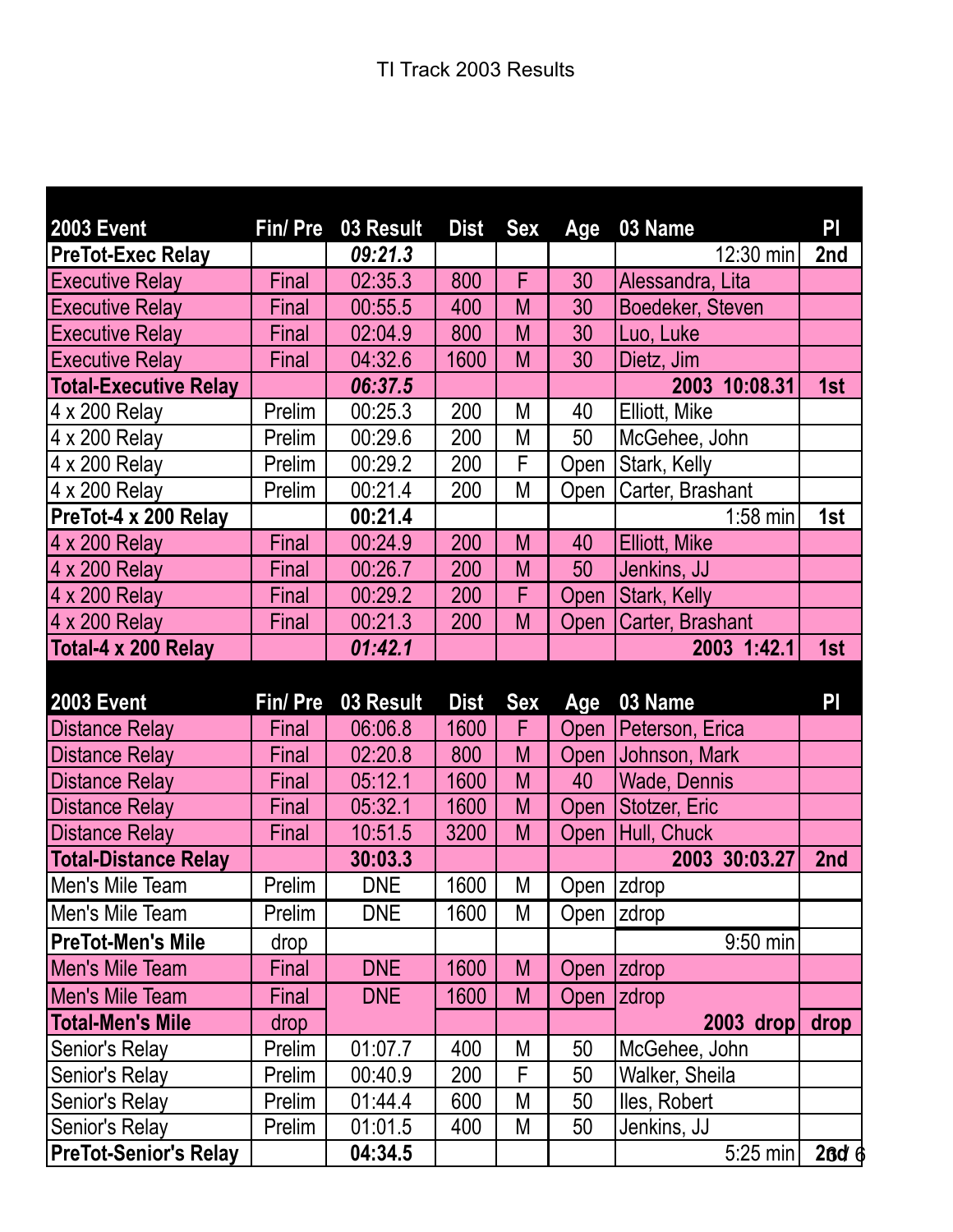# TI Track 2003 Results

| 2003 Event | Fin/ Pre | 03 Result | Dist | Sex | Age | 03 Name | Pl |
|---|---|---|---|---|---|---|---|
| **PreTot-Exec Relay** | | ***09:21.3*** | | | | 12:30 min | **2nd** |
| Executive Relay | Final | 02:35.3 | 800 | F | 30 | Alessandra, Lita | |
| Executive Relay | Final | 00:55.5 | 400 | M | 30 | Boedeker, Steven | |
| Executive Relay | Final | 02:04.9 | 800 | M | 30 | Luo, Luke | |
| Executive Relay | Final | 04:32.6 | 1600 | M | 30 | Dietz, Jim | |
| **Total-Executive Relay** | | ***06:37.5*** | | | | **2003 10:08.31** | **1st** |
| 4 x 200 Relay | Prelim | 00:25.3 | 200 | M | 40 | Elliott, Mike | |
| 4 x 200 Relay | Prelim | 00:29.6 | 200 | M | 50 | McGehee, John | |
| 4 x 200 Relay | Prelim | 00:29.2 | 200 | F | Open | Stark, Kelly | |
| 4 x 200 Relay | Prelim | 00:21.4 | 200 | M | Open | Carter, Brashant | |
| **PreTot-4 x 200 Relay** | | **00:21.4** | | | | 1:58 min | **1st** |
| 4 x 200 Relay | Final | 00:24.9 | 200 | M | 40 | Elliott, Mike | |
| 4 x 200 Relay | Final | 00:26.7 | 200 | M | 50 | Jenkins, JJ | |
| 4 x 200 Relay | Final | 00:29.2 | 200 | F | Open | Stark, Kelly | |
| 4 x 200 Relay | Final | 00:21.3 | 200 | M | Open | Carter, Brashant | |
| **Total-4 x 200 Relay** | | ***01:42.1*** | | | | **2003 1:42.1** | **1st** |

| 2003 Event | Fin/ Pre | 03 Result | Dist | Sex | Age | 03 Name | Pl |
|---|---|---|---|---|---|---|---|
| Distance Relay | Final | 06:06.8 | 1600 | F | Open | Peterson, Erica | |
| Distance Relay | Final | 02:20.8 | 800 | M | Open | Johnson, Mark | |
| Distance Relay | Final | 05:12.1 | 1600 | M | 40 | Wade, Dennis | |
| Distance Relay | Final | 05:32.1 | 1600 | M | Open | Stotzer, Eric | |
| Distance Relay | Final | 10:51.5 | 3200 | M | Open | Hull, Chuck | |
| **Total-Distance Relay** | | **30:03.3** | | | | **2003 30:03.27** | **2nd** |
| Men's Mile Team | Prelim | DNE | 1600 | M | Open | zdrop | |
| Men's Mile Team | Prelim | DNE | 1600 | M | Open | zdrop | |
| **PreTot-Men's Mile** | drop | | | | | 9:50 min | |
| Men's Mile Team | Final | DNE | 1600 | M | Open | zdrop | |
| Men's Mile Team | Final | DNE | 1600 | M | Open | zdrop | |
| **Total-Men's Mile** | drop | | | | | **2003 drop** | **drop** |
| Senior's Relay | Prelim | 01:07.7 | 400 | M | 50 | McGehee, John | |
| Senior's Relay | Prelim | 00:40.9 | 200 | F | 50 | Walker, Sheila | |
| Senior's Relay | Prelim | 01:44.4 | 600 | M | 50 | Iles, Robert | |
| Senior's Relay | Prelim | 01:01.5 | 400 | M | 50 | Jenkins, JJ | |
| **PreTot-Senior's Relay** | | **04:34.5** | | | | 5:25 min | **2nd** |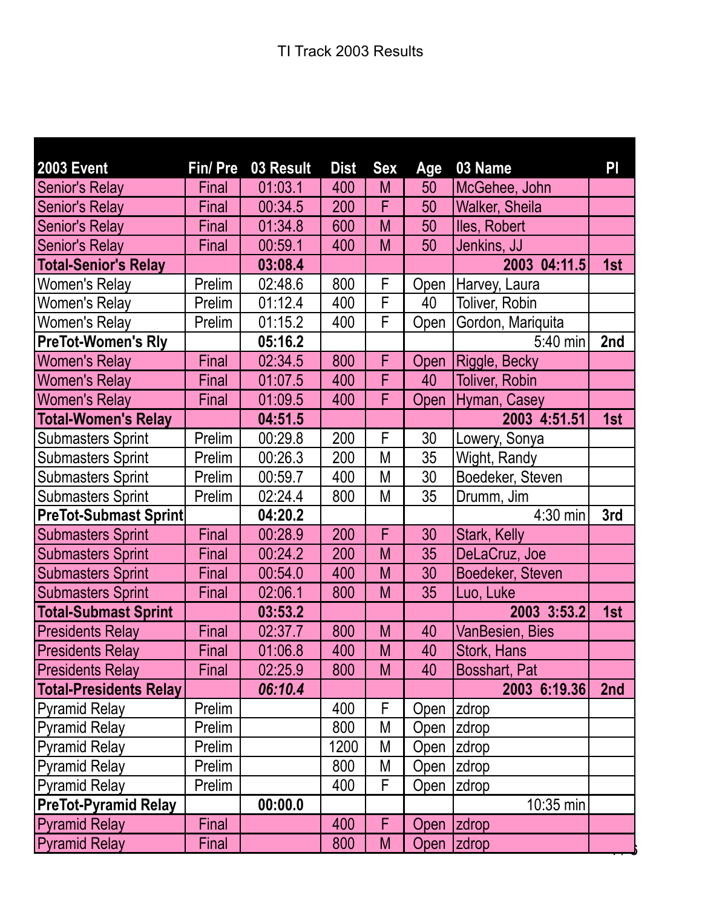TI Track 2003 Results

| 2003 Event | Fin/ Pre | 03 Result | Dist | Sex | Age | 03 Name | Pl |
|---|---|---|---|---|---|---|---|
| Senior's Relay | Final | 01:03.1 | 400 | M | 50 | McGehee, John | |
| Senior's Relay | Final | 00:34.5 | 200 | F | 50 | Walker, Sheila | |
| Senior's Relay | Final | 01:34.8 | 600 | M | 50 | Iles, Robert | |
| Senior's Relay | Final | 00:59.1 | 400 | M | 50 | Jenkins, JJ | |
| **Total-Senior's Relay** | | **03:08.4** | | | | **2003 04:11.5** | **1st** |
| Women's Relay | Prelim | 02:48.6 | 800 | F | Open | Harvey, Laura | |
| Women's Relay | Prelim | 01:12.4 | 400 | F | 40 | Toliver, Robin | |
| Women's Relay | Prelim | 01:15.2 | 400 | F | Open | Gordon, Mariquita | |
| **PreTot-Women's Rly** | | **05:16.2** | | | | 5:40 min | **2nd** |
| Women's Relay | Final | 02:34.5 | 800 | F | Open | Riggle, Becky | |
| Women's Relay | Final | 01:07.5 | 400 | F | 40 | Toliver, Robin | |
| Women's Relay | Final | 01:09.5 | 400 | F | Open | Hyman, Casey | |
| **Total-Women's Relay** | | **04:51.5** | | | | **2003 4:51.51** | **1st** |
| Submasters Sprint | Prelim | 00:29.8 | 200 | F | 30 | Lowery, Sonya | |
| Submasters Sprint | Prelim | 00:26.3 | 200 | M | 35 | Wight, Randy | |
| Submasters Sprint | Prelim | 00:59.7 | 400 | M | 30 | Boedeker, Steven | |
| Submasters Sprint | Prelim | 02:24.4 | 800 | M | 35 | Drumm, Jim | |
| **PreTot-Submast Sprint** | | **04:20.2** | | | | 4:30 min | **3rd** |
| Submasters Sprint | Final | 00:28.9 | 200 | F | 30 | Stark, Kelly | |
| Submasters Sprint | Final | 00:24.2 | 200 | M | 35 | DeLaCruz, Joe | |
| Submasters Sprint | Final | 00:54.0 | 400 | M | 30 | Boedeker, Steven | |
| Submasters Sprint | Final | 02:06.1 | 800 | M | 35 | Luo, Luke | |
| **Total-Submast Sprint** | | **03:53.2** | | | | **2003 3:53.2** | **1st** |
| Presidents Relay | Final | 02:37.7 | 800 | M | 40 | VanBesien, Bies | |
| Presidents Relay | Final | 01:06.8 | 400 | M | 40 | Stork, Hans | |
| Presidents Relay | Final | 02:25.9 | 800 | M | 40 | Bosshart, Pat | |
| **Total-Presidents Relay** | | ***06:10.4*** | | | | **2003 6:19.36** | **2nd** |
| Pyramid Relay | Prelim | | 400 | F | Open | zdrop | |
| Pyramid Relay | Prelim | | 800 | M | Open | zdrop | |
| Pyramid Relay | Prelim | | 1200 | M | Open | zdrop | |
| Pyramid Relay | Prelim | | 800 | M | Open | zdrop | |
| Pyramid Relay | Prelim | | 400 | F | Open | zdrop | |
| **PreTot-Pyramid Relay** | | **00:00.0** | | | | 10:35 min | |
| Pyramid Relay | Final | | 400 | F | Open | zdrop | |
| Pyramid Relay | Final | | 800 | M | Open | zdrop | |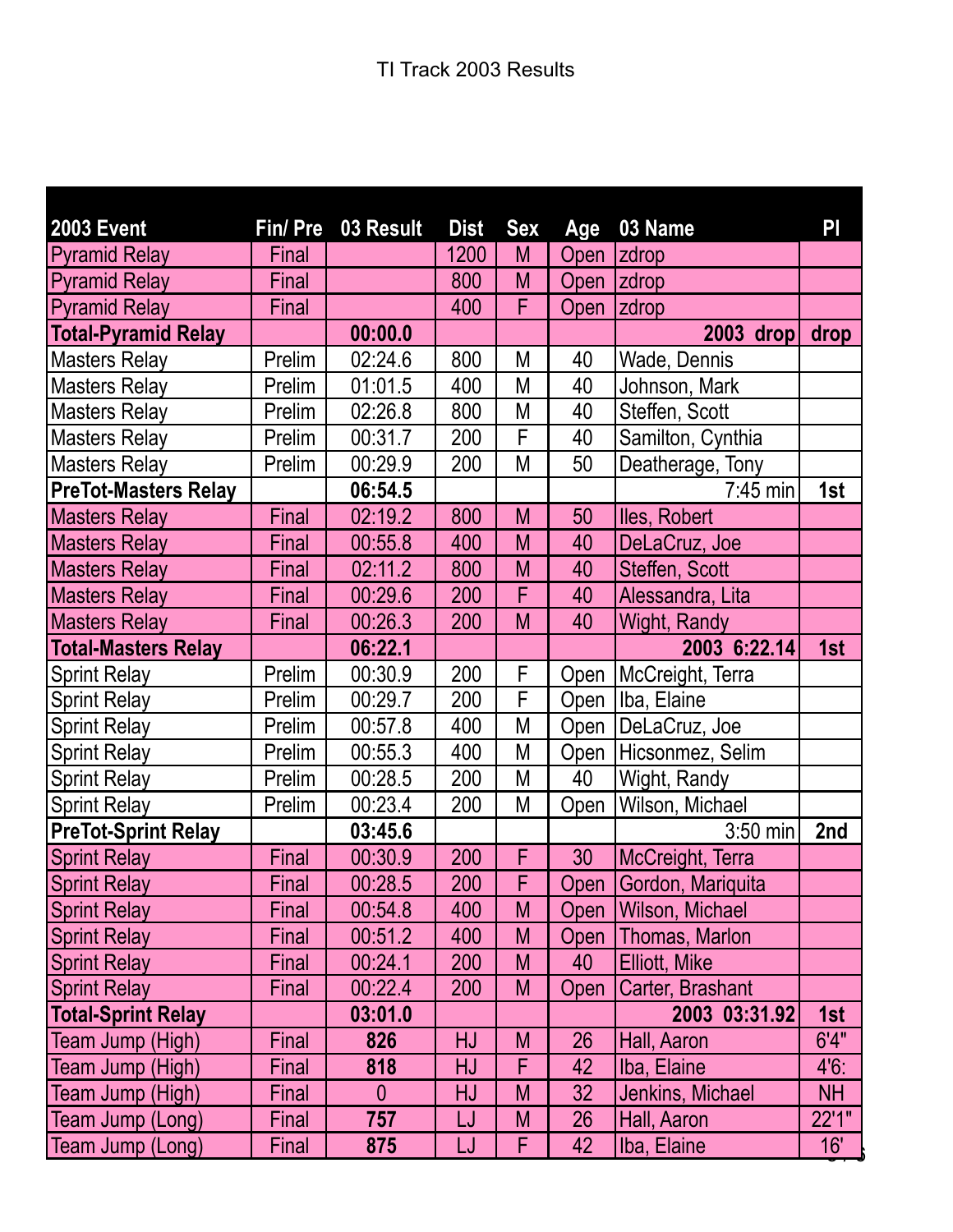TI Track 2003 Results

| 2003 Event | Fin/ Pre | 03 Result | Dist | Sex | Age | 03 Name | Pl |
|---|---|---|---|---|---|---|---|
| Pyramid Relay | Final | | 1200 | M | Open | zdrop | |
| Pyramid Relay | Final | | 800 | M | Open | zdrop | |
| Pyramid Relay | Final | | 400 | F | Open | zdrop | |
| **Total-Pyramid Relay** | | **00:00.0** | | | | **2003 drop** | **drop** |
| Masters Relay | Prelim | 02:24.6 | 800 | M | 40 | Wade, Dennis | |
| Masters Relay | Prelim | 01:01.5 | 400 | M | 40 | Johnson, Mark | |
| Masters Relay | Prelim | 02:26.8 | 800 | M | 40 | Steffen, Scott | |
| Masters Relay | Prelim | 00:31.7 | 200 | F | 40 | Samilton, Cynthia | |
| Masters Relay | Prelim | 00:29.9 | 200 | M | 50 | Deatherage, Tony | |
| **PreTot-Masters Relay** | | **06:54.5** | | | | 7:45 min | **1st** |
| Masters Relay | Final | 02:19.2 | 800 | M | 50 | Iles, Robert | |
| Masters Relay | Final | 00:55.8 | 400 | M | 40 | DeLaCruz, Joe | |
| Masters Relay | Final | 02:11.2 | 800 | M | 40 | Steffen, Scott | |
| Masters Relay | Final | 00:29.6 | 200 | F | 40 | Alessandra, Lita | |
| Masters Relay | Final | 00:26.3 | 200 | M | 40 | Wight, Randy | |
| **Total-Masters Relay** | | **06:22.1** | | | | **2003 6:22.14** | **1st** |
| Sprint Relay | Prelim | 00:30.9 | 200 | F | Open | McCreight, Terra | |
| Sprint Relay | Prelim | 00:29.7 | 200 | F | Open | Iba, Elaine | |
| Sprint Relay | Prelim | 00:57.8 | 400 | M | Open | DeLaCruz, Joe | |
| Sprint Relay | Prelim | 00:55.3 | 400 | M | Open | Hicsonmez, Selim | |
| Sprint Relay | Prelim | 00:28.5 | 200 | M | 40 | Wight, Randy | |
| Sprint Relay | Prelim | 00:23.4 | 200 | M | Open | Wilson, Michael | |
| **PreTot-Sprint Relay** | | **03:45.6** | | | | 3:50 min | **2nd** |
| Sprint Relay | Final | 00:30.9 | 200 | F | 30 | McCreight, Terra | |
| Sprint Relay | Final | 00:28.5 | 200 | F | Open | Gordon, Mariquita | |
| Sprint Relay | Final | 00:54.8 | 400 | M | Open | Wilson, Michael | |
| Sprint Relay | Final | 00:51.2 | 400 | M | Open | Thomas, Marlon | |
| Sprint Relay | Final | 00:24.1 | 200 | M | 40 | Elliott, Mike | |
| Sprint Relay | Final | 00:22.4 | 200 | M | Open | Carter, Brashant | |
| **Total-Sprint Relay** | | **03:01.0** | | | | **2003 03:31.92** | **1st** |
| Team Jump (High) | Final | **826** | HJ | M | 26 | Hall, Aaron | 6'4" |
| Team Jump (High) | Final | **818** | HJ | F | 42 | Iba, Elaine | 4'6: |
| Team Jump (High) | Final | 0 | HJ | M | 32 | Jenkins, Michael | NH |
| Team Jump (Long) | Final | **757** | LJ | M | 26 | Hall, Aaron | 22'1" |
| Team Jump (Long) | Final | **875** | LJ | F | 42 | Iba, Elaine | 16' |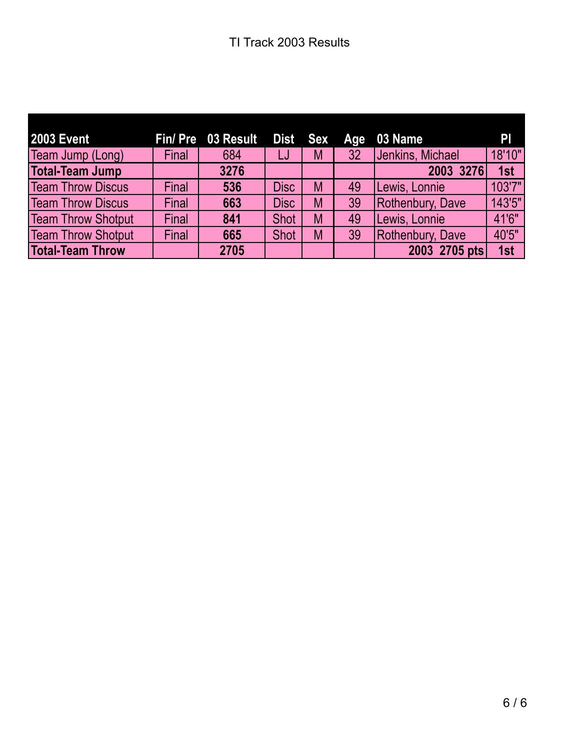TI Track 2003 Results

| 2003 Event | Fin/ Pre | 03 Result | Dist | Sex | Age | 03 Name | Pl |
|---|---|---|---|---|---|---|---|
| Team Jump (Long) | Final | 684 | LJ | M | 32 | Jenkins, Michael | 18'10" |
| **Total-Team Jump** | | **3276** | | | | **2003 3276** | **1st** |
| Team Throw Discus | Final | **536** | Disc | M | 49 | Lewis, Lonnie | 103'7" |
| Team Throw Discus | Final | **663** | Disc | M | 39 | Rothenbury, Dave | 143'5" |
| Team Throw Shotput | Final | **841** | Shot | M | 49 | Lewis, Lonnie | 41'6" |
| Team Throw Shotput | Final | **665** | Shot | M | 39 | Rothenbury, Dave | 40'5" |
| **Total-Team Throw** | | **2705** | | | | **2003 2705 pts** | **1st** |